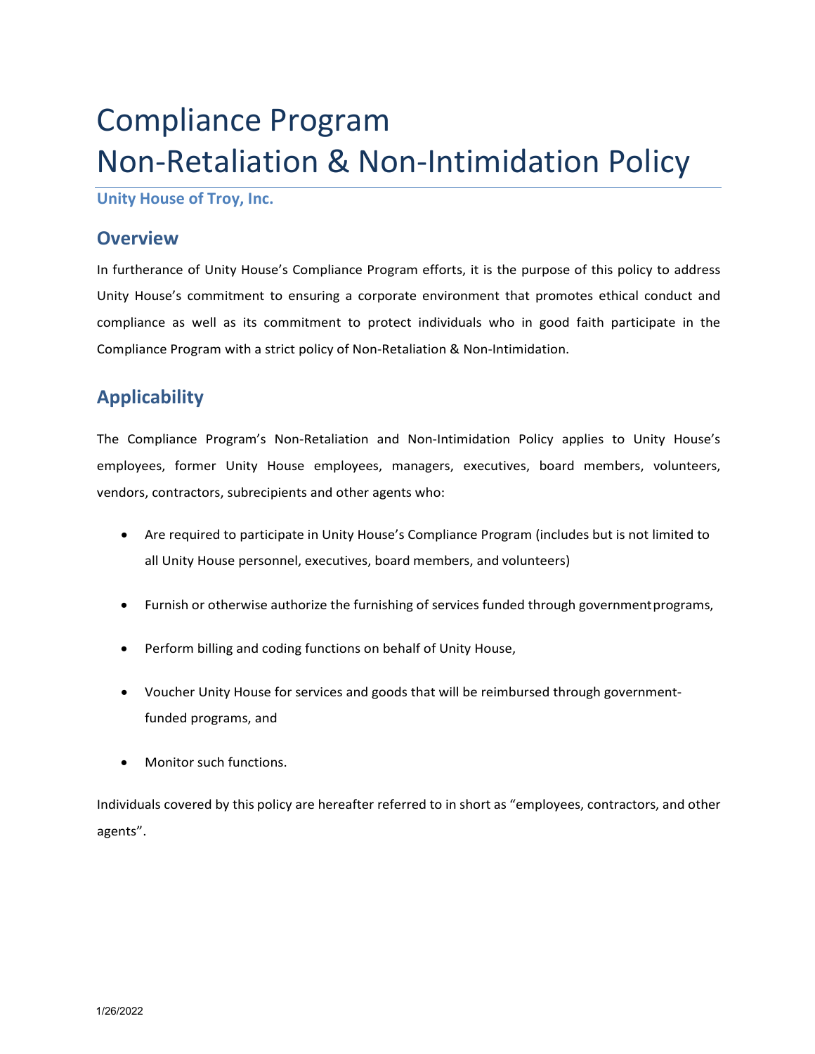# Compliance Program
# Non-Retaliation & Non-Intimidation Policy

**Unity House of Troy, Inc.**

## Overview

In furtherance of Unity House's Compliance Program efforts, it is the purpose of this policy to address Unity House's commitment to ensuring a corporate environment that promotes ethical conduct and compliance as well as its commitment to protect individuals who in good faith participate in the Compliance Program with a strict policy of Non-Retaliation & Non-Intimidation.

## Applicability

The Compliance Program's Non-Retaliation and Non-Intimidation Policy applies to Unity House's employees, former Unity House employees, managers, executives, board members, volunteers, vendors, contractors, subrecipients and other agents who:

- Are required to participate in Unity House's Compliance Program (includes but is not limited to all Unity House personnel, executives, board members, and volunteers)
- Furnish or otherwise authorize the furnishing of services funded through government programs,
- Perform billing and coding functions on behalf of Unity House,
- Voucher Unity House for services and goods that will be reimbursed through government-funded programs, and
- Monitor such functions.

Individuals covered by this policy are hereafter referred to in short as "employees, contractors, and other agents".

1/26/2022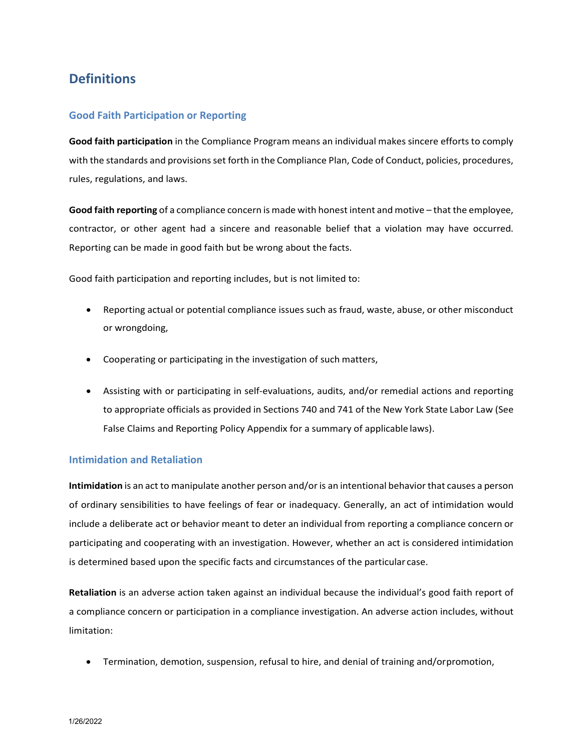## Definitions

### Good Faith Participation or Reporting

**Good faith participation** in the Compliance Program means an individual makes sincere efforts to comply with the standards and provisions set forth in the Compliance Plan, Code of Conduct, policies, procedures, rules, regulations, and laws.

**Good faith reporting** of a compliance concern is made with honest intent and motive – that the employee, contractor, or other agent had a sincere and reasonable belief that a violation may have occurred. Reporting can be made in good faith but be wrong about the facts.

Good faith participation and reporting includes, but is not limited to:

- Reporting actual or potential compliance issues such as fraud, waste, abuse, or other misconduct or wrongdoing,
- Cooperating or participating in the investigation of such matters,
- Assisting with or participating in self-evaluations, audits, and/or remedial actions and reporting to appropriate officials as provided in Sections 740 and 741 of the New York State Labor Law (See False Claims and Reporting Policy Appendix for a summary of applicable laws).

### Intimidation and Retaliation

**Intimidation** is an act to manipulate another person and/or is an intentional behavior that causes a person of ordinary sensibilities to have feelings of fear or inadequacy. Generally, an act of intimidation would include a deliberate act or behavior meant to deter an individual from reporting a compliance concern or participating and cooperating with an investigation. However, whether an act is considered intimidation is determined based upon the specific facts and circumstances of the particular case.

**Retaliation** is an adverse action taken against an individual because the individual's good faith report of a compliance concern or participation in a compliance investigation. An adverse action includes, without limitation:

- Termination, demotion, suspension, refusal to hire, and denial of training and/orpromotion,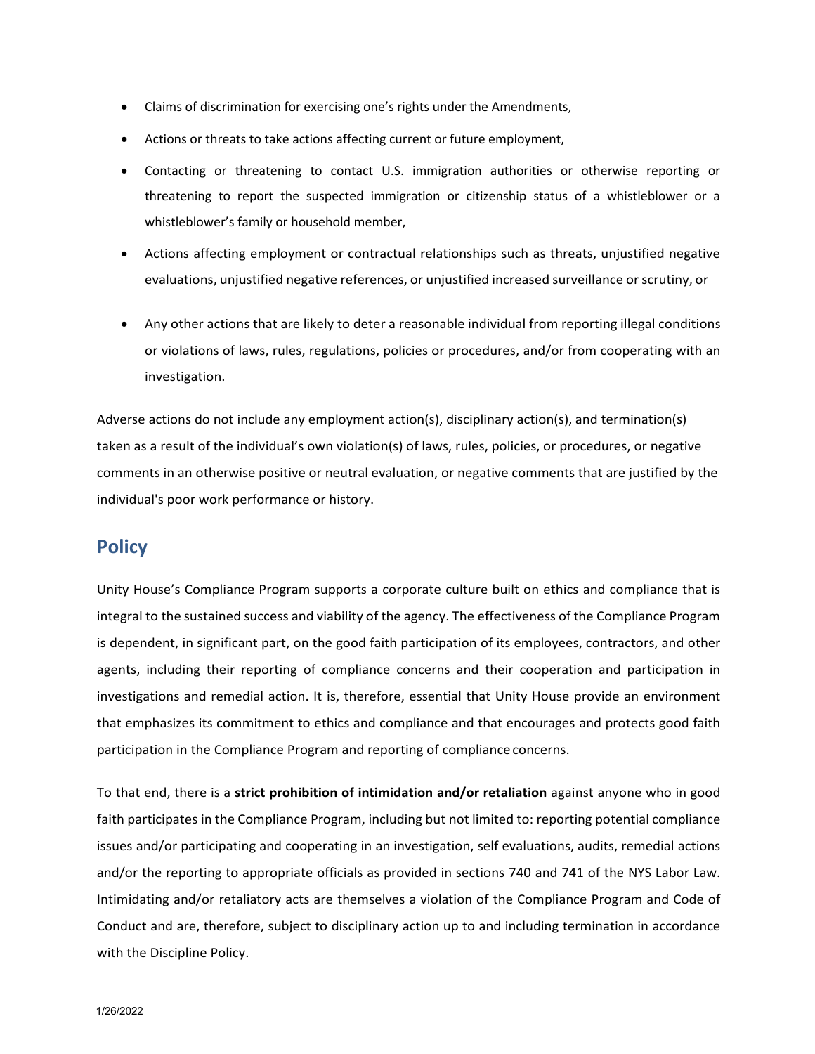- Claims of discrimination for exercising one's rights under the Amendments,
- Actions or threats to take actions affecting current or future employment,
- Contacting or threatening to contact U.S. immigration authorities or otherwise reporting or threatening to report the suspected immigration or citizenship status of a whistleblower or a whistleblower's family or household member,
- Actions affecting employment or contractual relationships such as threats, unjustified negative evaluations, unjustified negative references, or unjustified increased surveillance or scrutiny, or
- Any other actions that are likely to deter a reasonable individual from reporting illegal conditions or violations of laws, rules, regulations, policies or procedures, and/or from cooperating with an investigation.

Adverse actions do not include any employment action(s), disciplinary action(s), and termination(s) taken as a result of the individual's own violation(s) of laws, rules, policies, or procedures, or negative comments in an otherwise positive or neutral evaluation, or negative comments that are justified by the individual's poor work performance or history.

## Policy

Unity House's Compliance Program supports a corporate culture built on ethics and compliance that is integral to the sustained success and viability of the agency. The effectiveness of the Compliance Program is dependent, in significant part, on the good faith participation of its employees, contractors, and other agents, including their reporting of compliance concerns and their cooperation and participation in investigations and remedial action. It is, therefore, essential that Unity House provide an environment that emphasizes its commitment to ethics and compliance and that encourages and protects good faith participation in the Compliance Program and reporting of compliance concerns.

To that end, there is a **strict prohibition of intimidation and/or retaliation** against anyone who in good faith participates in the Compliance Program, including but not limited to: reporting potential compliance issues and/or participating and cooperating in an investigation, self evaluations, audits, remedial actions and/or the reporting to appropriate officials as provided in sections 740 and 741 of the NYS Labor Law. Intimidating and/or retaliatory acts are themselves a violation of the Compliance Program and Code of Conduct and are, therefore, subject to disciplinary action up to and including termination in accordance with the Discipline Policy.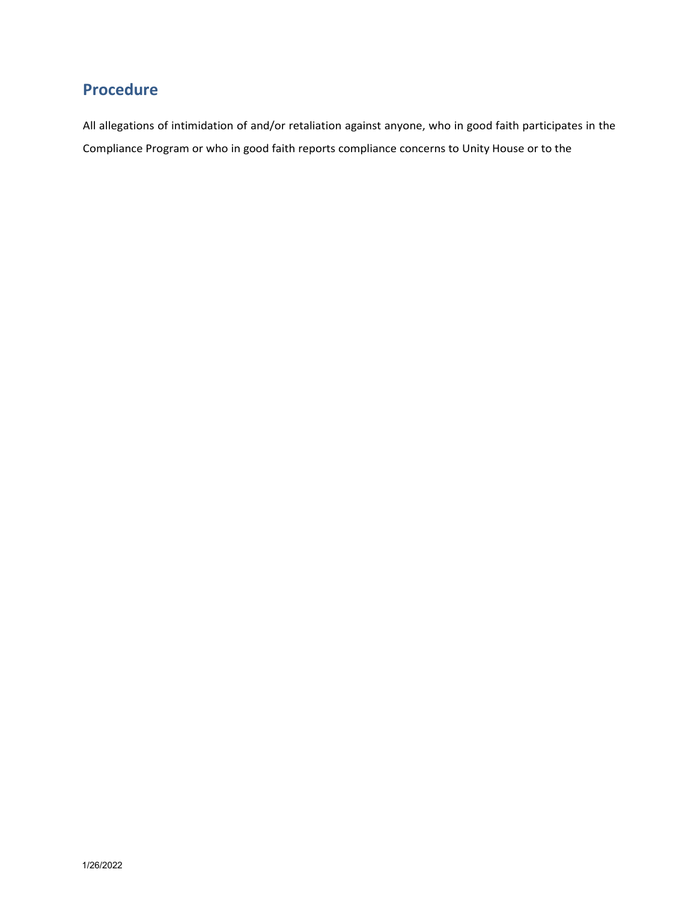## Procedure

All allegations of intimidation of and/or retaliation against anyone, who in good faith participates in the Compliance Program or who in good faith reports compliance concerns to Unity House or to the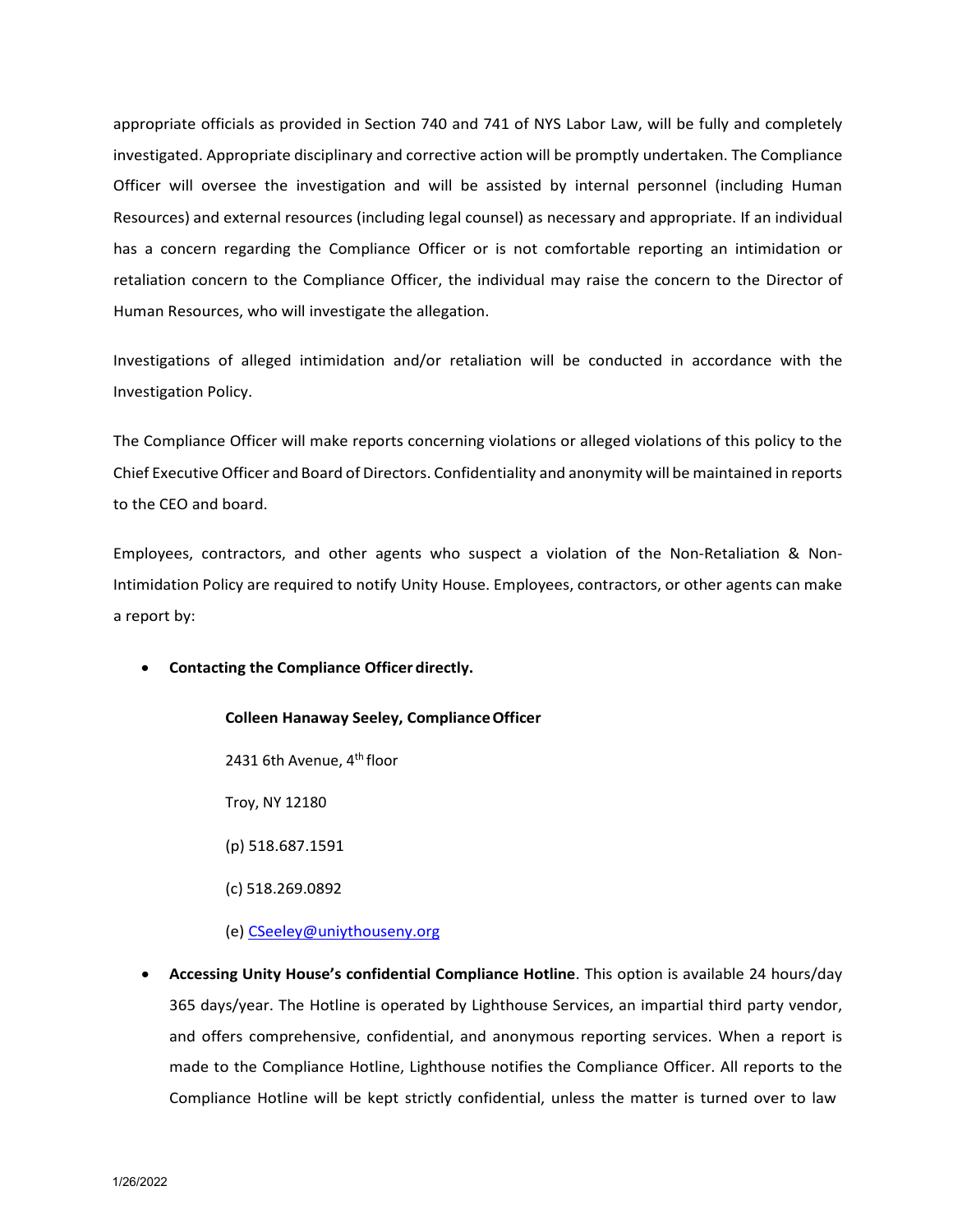appropriate officials as provided in Section 740 and 741 of NYS Labor Law, will be fully and completely investigated. Appropriate disciplinary and corrective action will be promptly undertaken. The Compliance Officer will oversee the investigation and will be assisted by internal personnel (including Human Resources) and external resources (including legal counsel) as necessary and appropriate. If an individual has a concern regarding the Compliance Officer or is not comfortable reporting an intimidation or retaliation concern to the Compliance Officer, the individual may raise the concern to the Director of Human Resources, who will investigate the allegation.

Investigations of alleged intimidation and/or retaliation will be conducted in accordance with the Investigation Policy.

The Compliance Officer will make reports concerning violations or alleged violations of this policy to the Chief Executive Officer and Board of Directors. Confidentiality and anonymity will be maintained in reports to the CEO and board.

Employees, contractors, and other agents who suspect a violation of the Non-Retaliation & Non-Intimidation Policy are required to notify Unity House. Employees, contractors, or other agents can make a report by:

- **Contacting the Compliance Officer directly.**

  **Colleen Hanaway Seeley, Compliance Officer**

  2431 6th Avenue, 4th floor

  Troy, NY 12180

  (p) 518.687.1591

  (c) 518.269.0892

  (e) CSeeley@uniythouseny.org

- **Accessing Unity House's confidential Compliance Hotline**. This option is available 24 hours/day 365 days/year. The Hotline is operated by Lighthouse Services, an impartial third party vendor, and offers comprehensive, confidential, and anonymous reporting services. When a report is made to the Compliance Hotline, Lighthouse notifies the Compliance Officer. All reports to the Compliance Hotline will be kept strictly confidential, unless the matter is turned over to law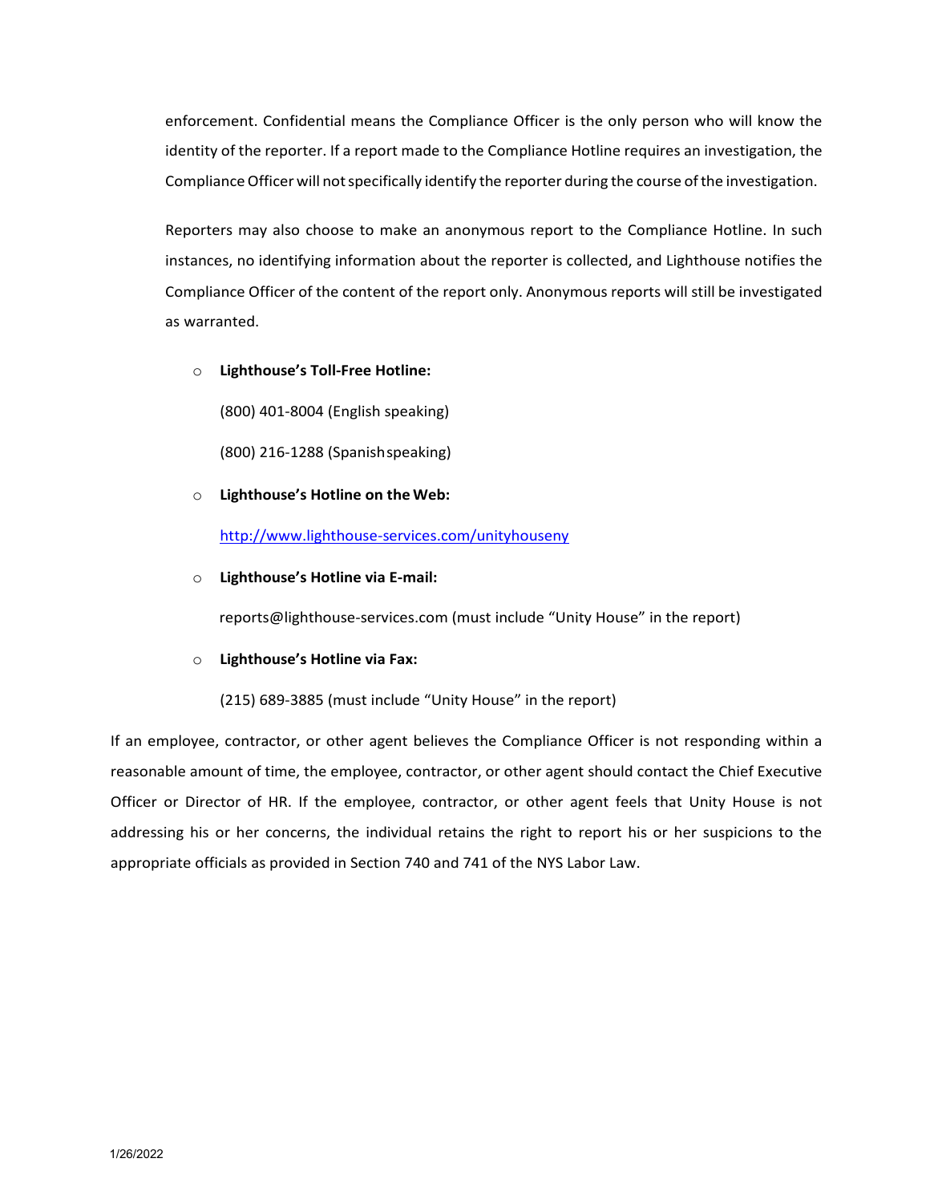enforcement. Confidential means the Compliance Officer is the only person who will know the identity of the reporter. If a report made to the Compliance Hotline requires an investigation, the Compliance Officer will not specifically identify the reporter during the course of the investigation.

Reporters may also choose to make an anonymous report to the Compliance Hotline. In such instances, no identifying information about the reporter is collected, and Lighthouse notifies the Compliance Officer of the content of the report only. Anonymous reports will still be investigated as warranted.

- **Lighthouse's Toll-Free Hotline:**

  (800) 401-8004 (English speaking)

  (800) 216-1288 (Spanish speaking)

- **Lighthouse's Hotline on the Web:**

  [http://www.lighthouse-services.com/unityhouseny](http://www.lighthouse-services.com/unityhouseny)

- **Lighthouse's Hotline via E-mail:**

  reports@lighthouse-services.com (must include "Unity House" in the report)

- **Lighthouse's Hotline via Fax:**

  (215) 689-3885 (must include "Unity House" in the report)

If an employee, contractor, or other agent believes the Compliance Officer is not responding within a reasonable amount of time, the employee, contractor, or other agent should contact the Chief Executive Officer or Director of HR. If the employee, contractor, or other agent feels that Unity House is not addressing his or her concerns, the individual retains the right to report his or her suspicions to the appropriate officials as provided in Section 740 and 741 of the NYS Labor Law.